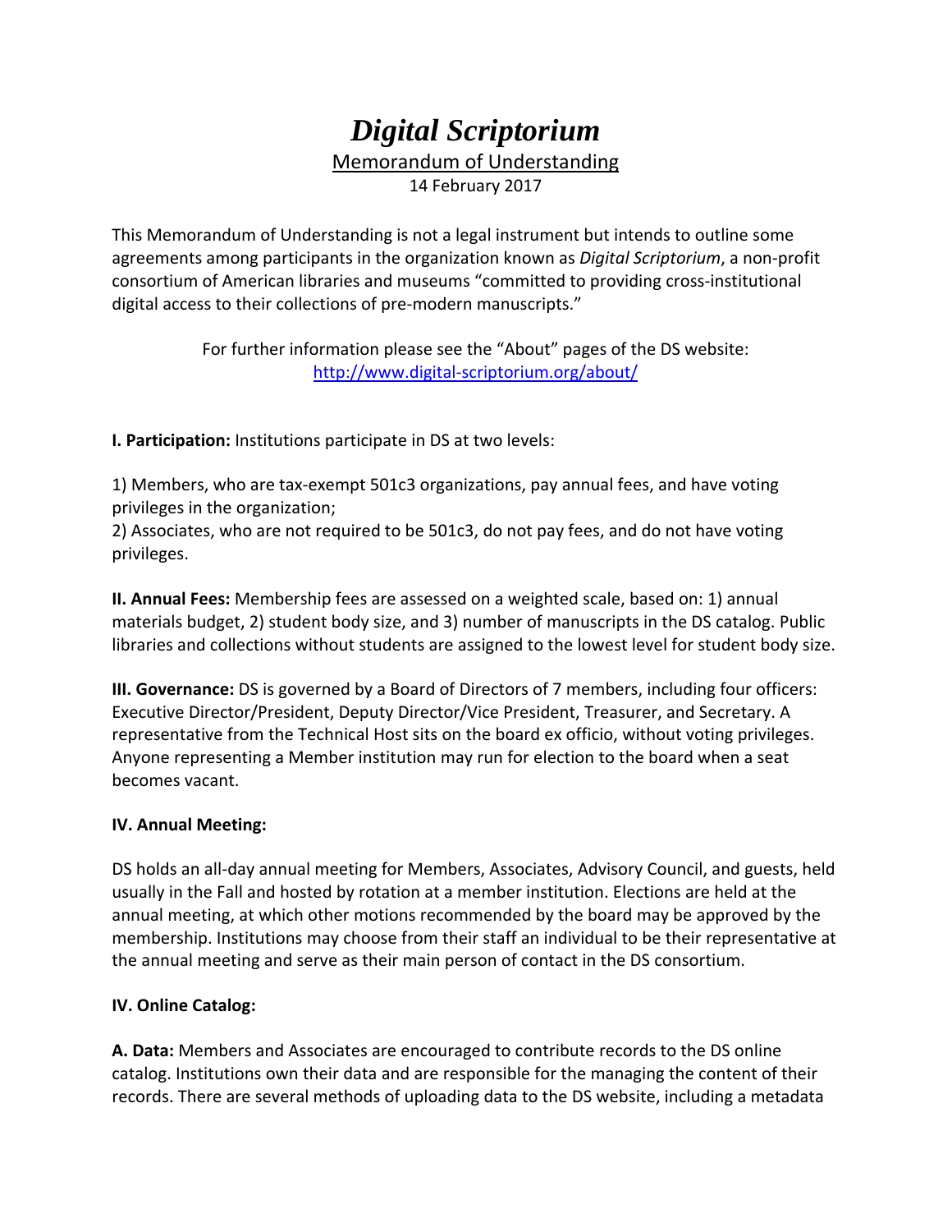# *Digital Scriptorium*

Memorandum of Understanding

14 February 2017

This Memorandum of Understanding is not a legal instrument but intends to outline some agreements among participants in the organization known as *Digital Scriptorium*, a non-profit consortium of American libraries and museums "committed to providing cross-institutional digital access to their collections of pre-modern manuscripts."

For further information please see the "About" pages of the DS website: [http://www.digital-scriptorium.org/about/](http://www.digital-scriptorium.org/about/)

**I. Participation:** Institutions participate in DS at two levels:

1) Members, who are tax-exempt 501c3 organizations, pay annual fees, and have voting privileges in the organization;
2) Associates, who are not required to be 501c3, do not pay fees, and do not have voting privileges.

**II. Annual Fees:** Membership fees are assessed on a weighted scale, based on: 1) annual materials budget, 2) student body size, and 3) number of manuscripts in the DS catalog. Public libraries and collections without students are assigned to the lowest level for student body size.

**III. Governance:** DS is governed by a Board of Directors of 7 members, including four officers: Executive Director/President, Deputy Director/Vice President, Treasurer, and Secretary. A representative from the Technical Host sits on the board ex officio, without voting privileges. Anyone representing a Member institution may run for election to the board when a seat becomes vacant.

**IV. Annual Meeting:**

DS holds an all-day annual meeting for Members, Associates, Advisory Council, and guests, held usually in the Fall and hosted by rotation at a member institution. Elections are held at the annual meeting, at which other motions recommended by the board may be approved by the membership. Institutions may choose from their staff an individual to be their representative at the annual meeting and serve as their main person of contact in the DS consortium.

**IV. Online Catalog:**

**A. Data:** Members and Associates are encouraged to contribute records to the DS online catalog. Institutions own their data and are responsible for the managing the content of their records. There are several methods of uploading data to the DS website, including a metadata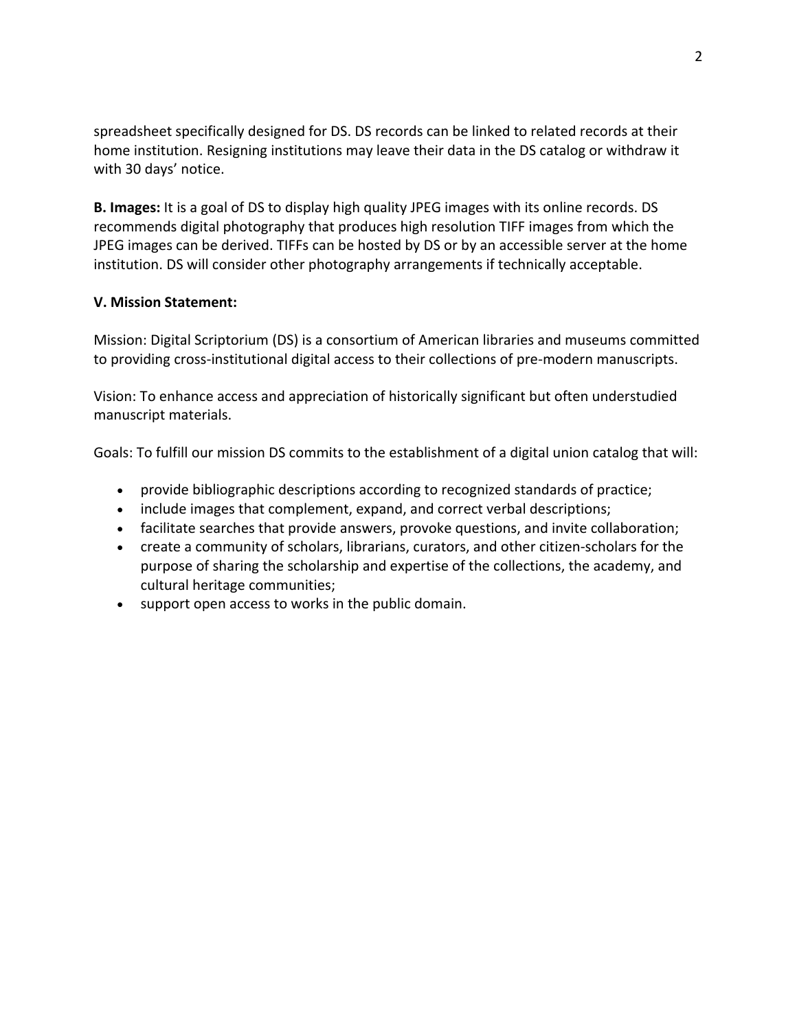spreadsheet specifically designed for DS. DS records can be linked to related records at their home institution. Resigning institutions may leave their data in the DS catalog or withdraw it with 30 days' notice.

**B. Images:** It is a goal of DS to display high quality JPEG images with its online records. DS recommends digital photography that produces high resolution TIFF images from which the JPEG images can be derived. TIFFs can be hosted by DS or by an accessible server at the home institution. DS will consider other photography arrangements if technically acceptable.

**V. Mission Statement:**

Mission: Digital Scriptorium (DS) is a consortium of American libraries and museums committed to providing cross-institutional digital access to their collections of pre-modern manuscripts.

Vision: To enhance access and appreciation of historically significant but often understudied manuscript materials.

Goals: To fulfill our mission DS commits to the establishment of a digital union catalog that will:

- provide bibliographic descriptions according to recognized standards of practice;
- include images that complement, expand, and correct verbal descriptions;
- facilitate searches that provide answers, provoke questions, and invite collaboration;
- create a community of scholars, librarians, curators, and other citizen-scholars for the purpose of sharing the scholarship and expertise of the collections, the academy, and cultural heritage communities;
- support open access to works in the public domain.